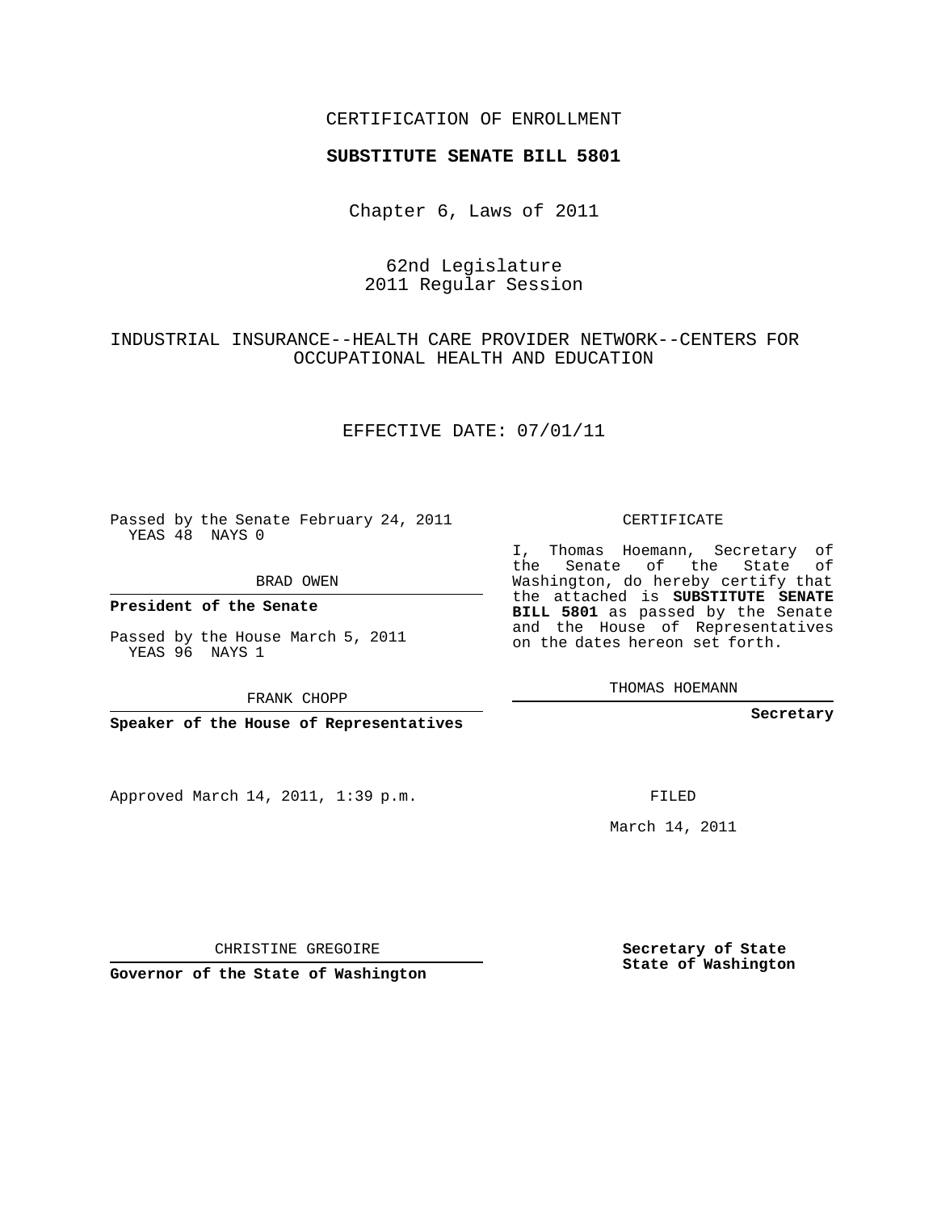CERTIFICATION OF ENROLLMENT

**SUBSTITUTE SENATE BILL 5801**

Chapter 6, Laws of 2011

62nd Legislature
2011 Regular Session

INDUSTRIAL INSURANCE--HEALTH CARE PROVIDER NETWORK--CENTERS FOR OCCUPATIONAL HEALTH AND EDUCATION

EFFECTIVE DATE: 07/01/11

Passed by the Senate February 24, 2011
YEAS 48 NAYS 0

BRAD OWEN

**President of the Senate**

Passed by the House March 5, 2011
YEAS 96 NAYS 1

FRANK CHOPP

**Speaker of the House of Representatives**

CERTIFICATE

I, Thomas Hoemann, Secretary of the Senate of the State of Washington, do hereby certify that the attached is **SUBSTITUTE SENATE BILL 5801** as passed by the Senate and the House of Representatives on the dates hereon set forth.

THOMAS HOEMANN

**Secretary**

Approved March 14, 2011, 1:39 p.m.

FILED

March 14, 2011

CHRISTINE GREGOIRE

**Governor of the State of Washington**

**Secretary of State**
**State of Washington**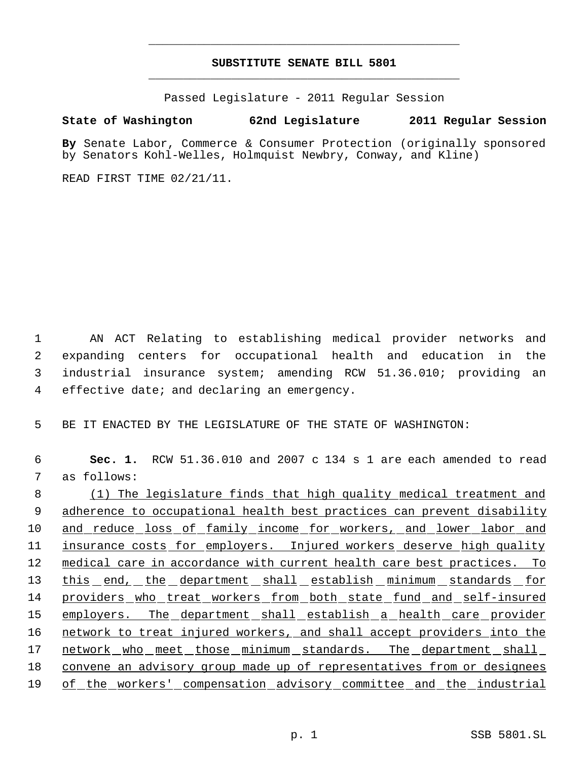**SUBSTITUTE SENATE BILL 5801**

Passed Legislature - 2011 Regular Session

**State of Washington 62nd Legislature 2011 Regular Session**

**By** Senate Labor, Commerce & Consumer Protection (originally sponsored by Senators Kohl-Welles, Holmquist Newbry, Conway, and Kline)

READ FIRST TIME 02/21/11.

1 AN ACT Relating to establishing medical provider networks and
2 expanding centers for occupational health and education in the
3 industrial insurance system; amending RCW 51.36.010; providing an
4 effective date; and declaring an emergency.

5 BE IT ENACTED BY THE LEGISLATURE OF THE STATE OF WASHINGTON:

6 **Sec. 1.** RCW 51.36.010 and 2007 c 134 s 1 are each amended to read
7 as follows:

8 (1) The legislature finds that high quality medical treatment and
9 adherence to occupational health best practices can prevent disability
10 and reduce loss of family income for workers, and lower labor and
11 insurance costs for employers. Injured workers deserve high quality
12 medical care in accordance with current health care best practices. To
13 this end, the department shall establish minimum standards for
14 providers who treat workers from both state fund and self-insured
15 employers. The department shall establish a health care provider
16 network to treat injured workers, and shall accept providers into the
17 network who meet those minimum standards. The department shall
18 convene an advisory group made up of representatives from or designees
19 of the workers' compensation advisory committee and the industrial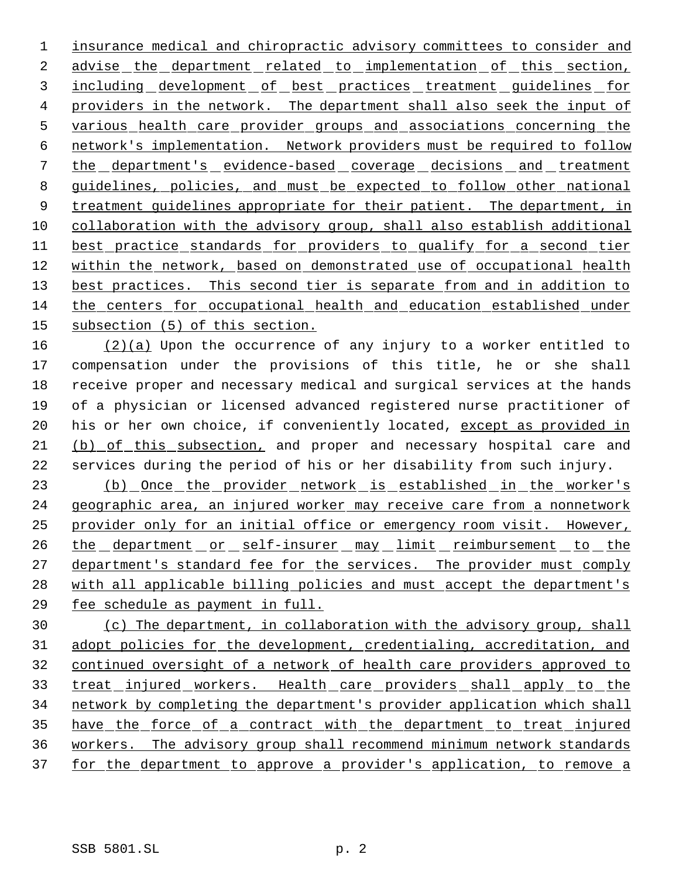insurance medical and chiropractic advisory committees to consider and advise the department related to implementation of this section, including development of best practices treatment guidelines for providers in the network. The department shall also seek the input of various health care provider groups and associations concerning the network's implementation. Network providers must be required to follow the department's evidence-based coverage decisions and treatment guidelines, policies, and must be expected to follow other national treatment guidelines appropriate for their patient. The department, in collaboration with the advisory group, shall also establish additional best practice standards for providers to qualify for a second tier within the network, based on demonstrated use of occupational health best practices. This second tier is separate from and in addition to the centers for occupational health and education established under subsection (5) of this section.

(2)(a) Upon the occurrence of any injury to a worker entitled to compensation under the provisions of this title, he or she shall receive proper and necessary medical and surgical services at the hands of a physician or licensed advanced registered nurse practitioner of his or her own choice, if conveniently located, except as provided in (b) of this subsection, and proper and necessary hospital care and services during the period of his or her disability from such injury.

(b) Once the provider network is established in the worker's geographic area, an injured worker may receive care from a nonnetwork provider only for an initial office or emergency room visit. However, the department or self-insurer may limit reimbursement to the department's standard fee for the services. The provider must comply with all applicable billing policies and must accept the department's fee schedule as payment in full.

(c) The department, in collaboration with the advisory group, shall adopt policies for the development, credentialing, accreditation, and continued oversight of a network of health care providers approved to treat injured workers. Health care providers shall apply to the network by completing the department's provider application which shall have the force of a contract with the department to treat injured workers. The advisory group shall recommend minimum network standards for the department to approve a provider's application, to remove a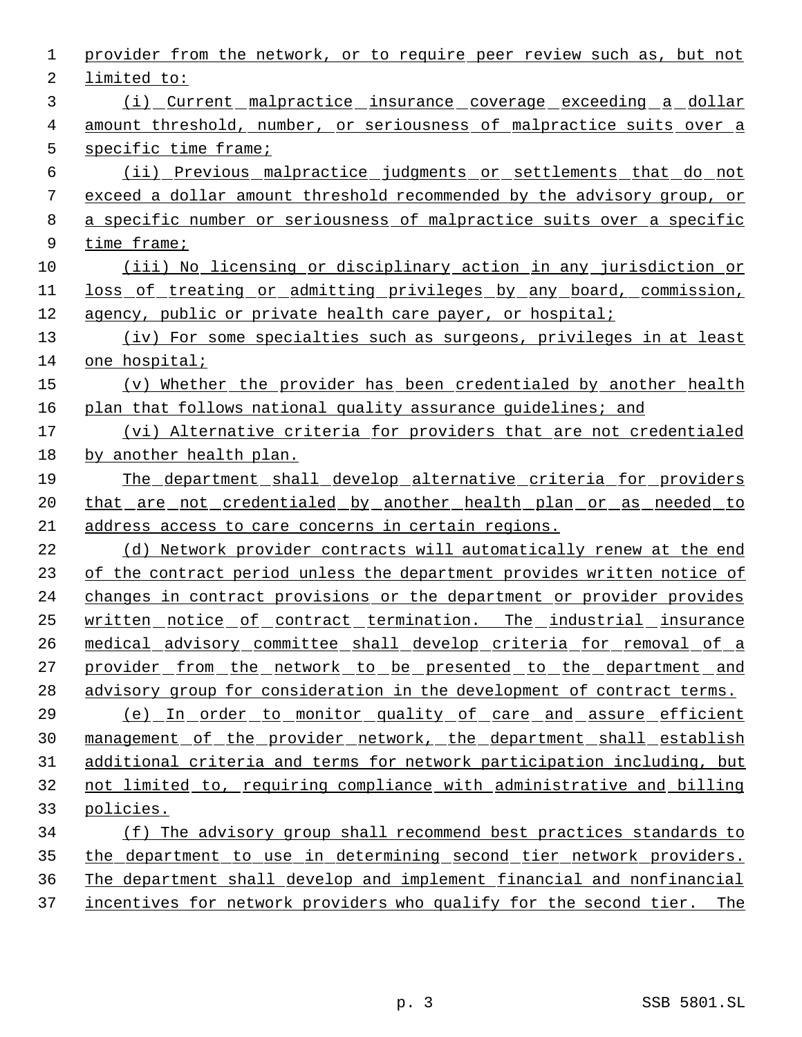provider from the network, or to require peer review such as, but not limited to:

(i) Current malpractice insurance coverage exceeding a dollar amount threshold, number, or seriousness of malpractice suits over a specific time frame;

(ii) Previous malpractice judgments or settlements that do not exceed a dollar amount threshold recommended by the advisory group, or a specific number or seriousness of malpractice suits over a specific time frame;

(iii) No licensing or disciplinary action in any jurisdiction or loss of treating or admitting privileges by any board, commission, agency, public or private health care payer, or hospital;

(iv) For some specialties such as surgeons, privileges in at least one hospital;

(v) Whether the provider has been credentialed by another health plan that follows national quality assurance guidelines; and

(vi) Alternative criteria for providers that are not credentialed by another health plan.

The department shall develop alternative criteria for providers that are not credentialed by another health plan or as needed to address access to care concerns in certain regions.

(d) Network provider contracts will automatically renew at the end of the contract period unless the department provides written notice of changes in contract provisions or the department or provider provides written notice of contract termination. The industrial insurance medical advisory committee shall develop criteria for removal of a provider from the network to be presented to the department and advisory group for consideration in the development of contract terms.

(e) In order to monitor quality of care and assure efficient management of the provider network, the department shall establish additional criteria and terms for network participation including, but not limited to, requiring compliance with administrative and billing policies.

(f) The advisory group shall recommend best practices standards to the department to use in determining second tier network providers. The department shall develop and implement financial and nonfinancial incentives for network providers who qualify for the second tier. The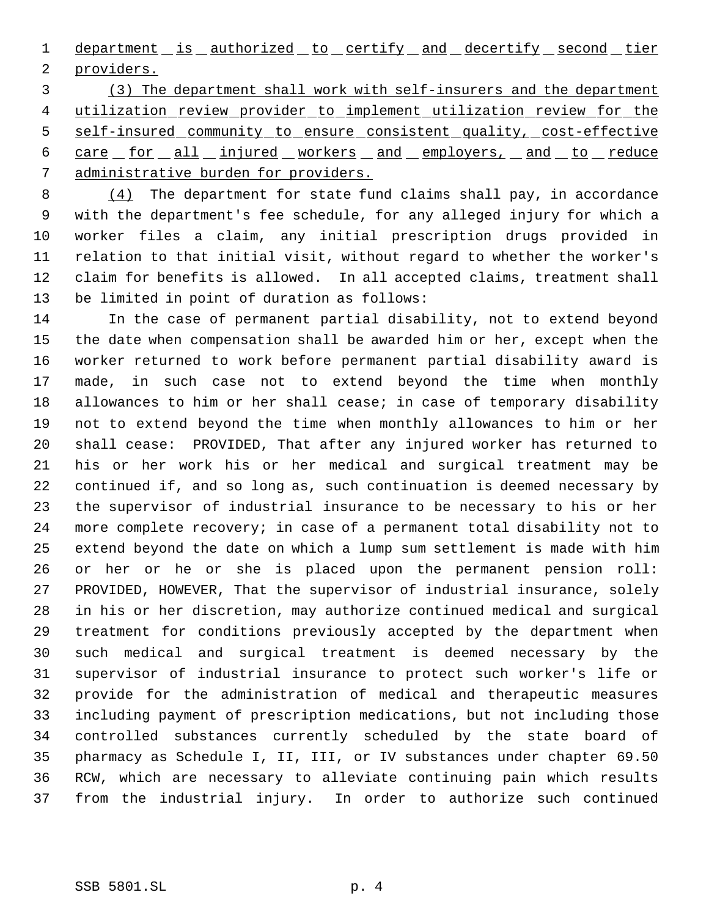department is authorized to certify and decertify second tier providers.

(3) The department shall work with self-insurers and the department utilization review provider to implement utilization review for the self-insured community to ensure consistent quality, cost-effective care for all injured workers and employers, and to reduce administrative burden for providers.

(4) The department for state fund claims shall pay, in accordance with the department's fee schedule, for any alleged injury for which a worker files a claim, any initial prescription drugs provided in relation to that initial visit, without regard to whether the worker's claim for benefits is allowed. In all accepted claims, treatment shall be limited in point of duration as follows:

In the case of permanent partial disability, not to extend beyond the date when compensation shall be awarded him or her, except when the worker returned to work before permanent partial disability award is made, in such case not to extend beyond the time when monthly allowances to him or her shall cease; in case of temporary disability not to extend beyond the time when monthly allowances to him or her shall cease: PROVIDED, That after any injured worker has returned to his or her work his or her medical and surgical treatment may be continued if, and so long as, such continuation is deemed necessary by the supervisor of industrial insurance to be necessary to his or her more complete recovery; in case of a permanent total disability not to extend beyond the date on which a lump sum settlement is made with him or her or he or she is placed upon the permanent pension roll: PROVIDED, HOWEVER, That the supervisor of industrial insurance, solely in his or her discretion, may authorize continued medical and surgical treatment for conditions previously accepted by the department when such medical and surgical treatment is deemed necessary by the supervisor of industrial insurance to protect such worker's life or provide for the administration of medical and therapeutic measures including payment of prescription medications, but not including those controlled substances currently scheduled by the state board of pharmacy as Schedule I, II, III, or IV substances under chapter 69.50 RCW, which are necessary to alleviate continuing pain which results from the industrial injury. In order to authorize such continued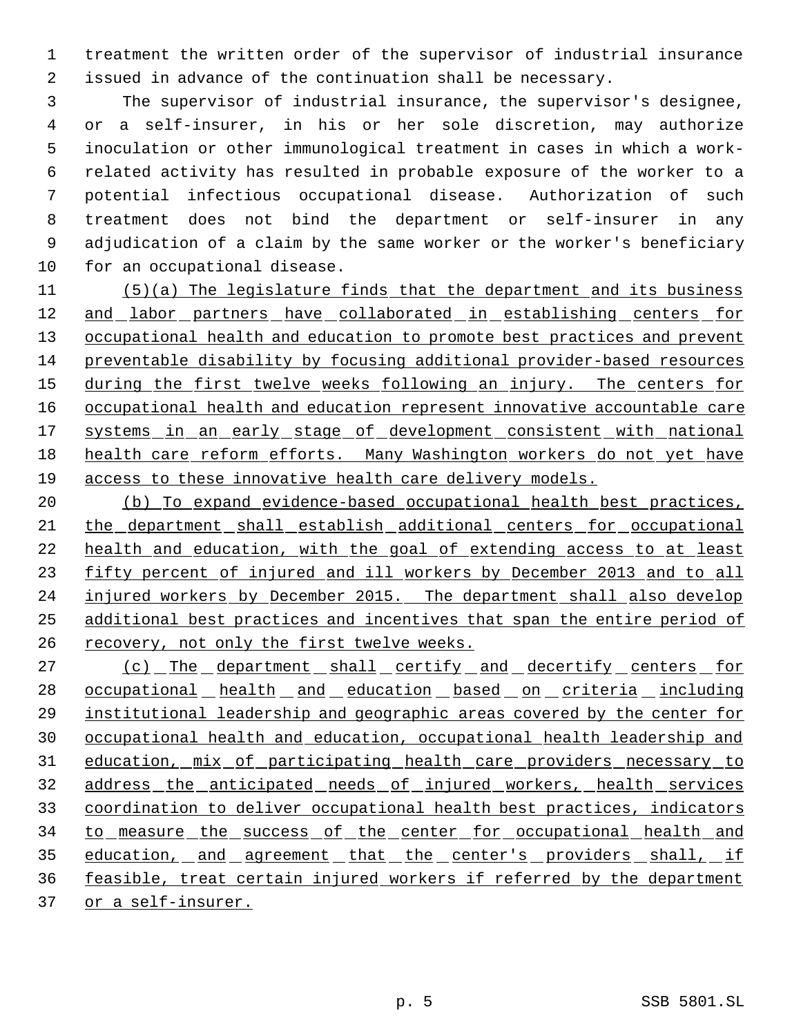treatment the written order of the supervisor of industrial insurance issued in advance of the continuation shall be necessary.

The supervisor of industrial insurance, the supervisor's designee, or a self-insurer, in his or her sole discretion, may authorize inoculation or other immunological treatment in cases in which a work-related activity has resulted in probable exposure of the worker to a potential infectious occupational disease. Authorization of such treatment does not bind the department or self-insurer in any adjudication of a claim by the same worker or the worker's beneficiary for an occupational disease.

(5)(a) The legislature finds that the department and its business and labor partners have collaborated in establishing centers for occupational health and education to promote best practices and prevent preventable disability by focusing additional provider-based resources during the first twelve weeks following an injury. The centers for occupational health and education represent innovative accountable care systems in an early stage of development consistent with national health care reform efforts. Many Washington workers do not yet have access to these innovative health care delivery models.

(b) To expand evidence-based occupational health best practices, the department shall establish additional centers for occupational health and education, with the goal of extending access to at least fifty percent of injured and ill workers by December 2013 and to all injured workers by December 2015. The department shall also develop additional best practices and incentives that span the entire period of recovery, not only the first twelve weeks.

(c) The department shall certify and decertify centers for occupational health and education based on criteria including institutional leadership and geographic areas covered by the center for occupational health and education, occupational health leadership and education, mix of participating health care providers necessary to address the anticipated needs of injured workers, health services coordination to deliver occupational health best practices, indicators to measure the success of the center for occupational health and education, and agreement that the center's providers shall, if feasible, treat certain injured workers if referred by the department or a self-insurer.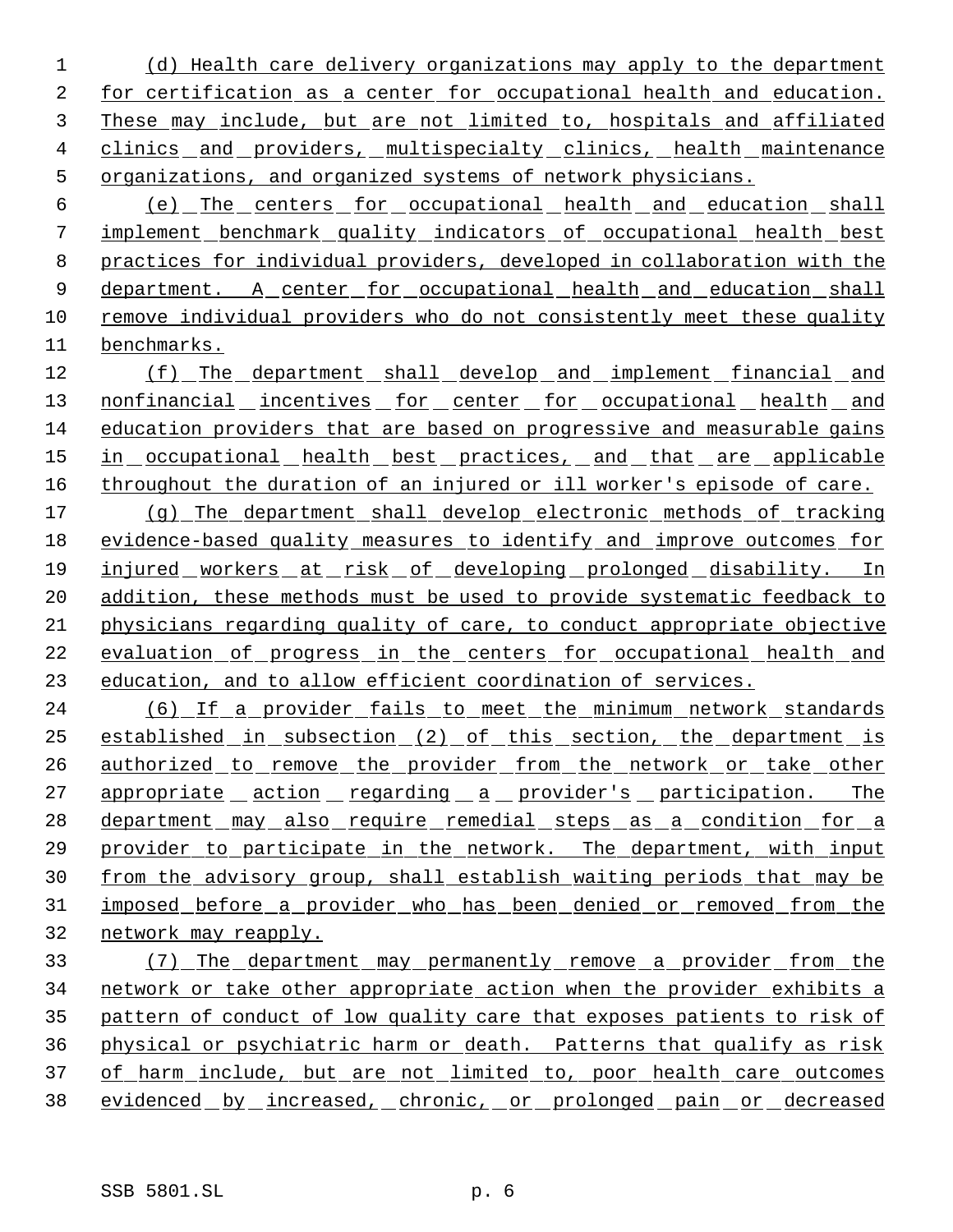(d) Health care delivery organizations may apply to the department for certification as a center for occupational health and education. These may include, but are not limited to, hospitals and affiliated clinics and providers, multispecialty clinics, health maintenance organizations, and organized systems of network physicians.

(e) The centers for occupational health and education shall implement benchmark quality indicators of occupational health best practices for individual providers, developed in collaboration with the department. A center for occupational health and education shall remove individual providers who do not consistently meet these quality benchmarks.

(f) The department shall develop and implement financial and nonfinancial incentives for center for occupational health and education providers that are based on progressive and measurable gains in occupational health best practices, and that are applicable throughout the duration of an injured or ill worker's episode of care.

(g) The department shall develop electronic methods of tracking evidence-based quality measures to identify and improve outcomes for injured workers at risk of developing prolonged disability. In addition, these methods must be used to provide systematic feedback to physicians regarding quality of care, to conduct appropriate objective evaluation of progress in the centers for occupational health and education, and to allow efficient coordination of services.

(6) If a provider fails to meet the minimum network standards established in subsection (2) of this section, the department is authorized to remove the provider from the network or take other appropriate action regarding a provider's participation. The department may also require remedial steps as a condition for a provider to participate in the network. The department, with input from the advisory group, shall establish waiting periods that may be imposed before a provider who has been denied or removed from the network may reapply.

(7) The department may permanently remove a provider from the network or take other appropriate action when the provider exhibits a pattern of conduct of low quality care that exposes patients to risk of physical or psychiatric harm or death. Patterns that qualify as risk of harm include, but are not limited to, poor health care outcomes evidenced by increased, chronic, or prolonged pain or decreased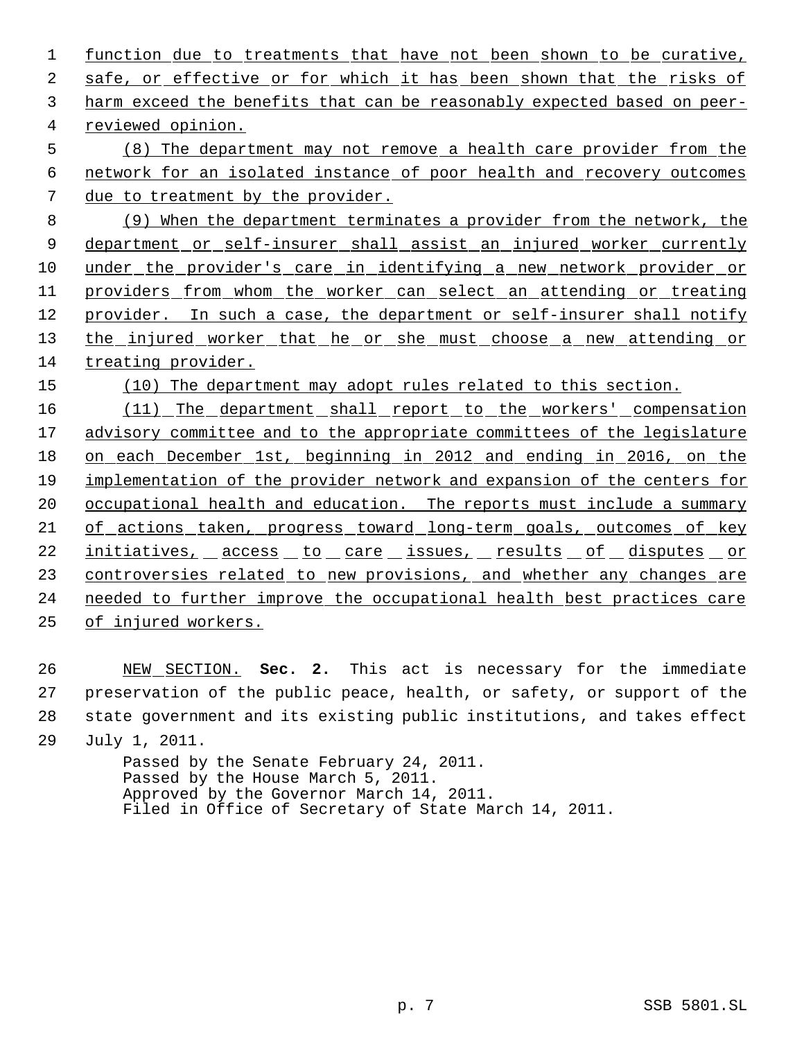function due to treatments that have not been shown to be curative, safe, or effective or for which it has been shown that the risks of harm exceed the benefits that can be reasonably expected based on peer-reviewed opinion.

(8) The department may not remove a health care provider from the network for an isolated instance of poor health and recovery outcomes due to treatment by the provider.

(9) When the department terminates a provider from the network, the department or self-insurer shall assist an injured worker currently under the provider's care in identifying a new network provider or providers from whom the worker can select an attending or treating provider. In such a case, the department or self-insurer shall notify the injured worker that he or she must choose a new attending or treating provider.

(10) The department may adopt rules related to this section.

(11) The department shall report to the workers' compensation advisory committee and to the appropriate committees of the legislature on each December 1st, beginning in 2012 and ending in 2016, on the implementation of the provider network and expansion of the centers for occupational health and education. The reports must include a summary of actions taken, progress toward long-term goals, outcomes of key initiatives, access to care issues, results of disputes or controversies related to new provisions, and whether any changes are needed to further improve the occupational health best practices care of injured workers.

NEW SECTION. **Sec. 2.** This act is necessary for the immediate preservation of the public peace, health, or safety, or support of the state government and its existing public institutions, and takes effect July 1, 2011.

Passed by the Senate February 24, 2011.
Passed by the House March 5, 2011.
Approved by the Governor March 14, 2011.
Filed in Office of Secretary of State March 14, 2011.